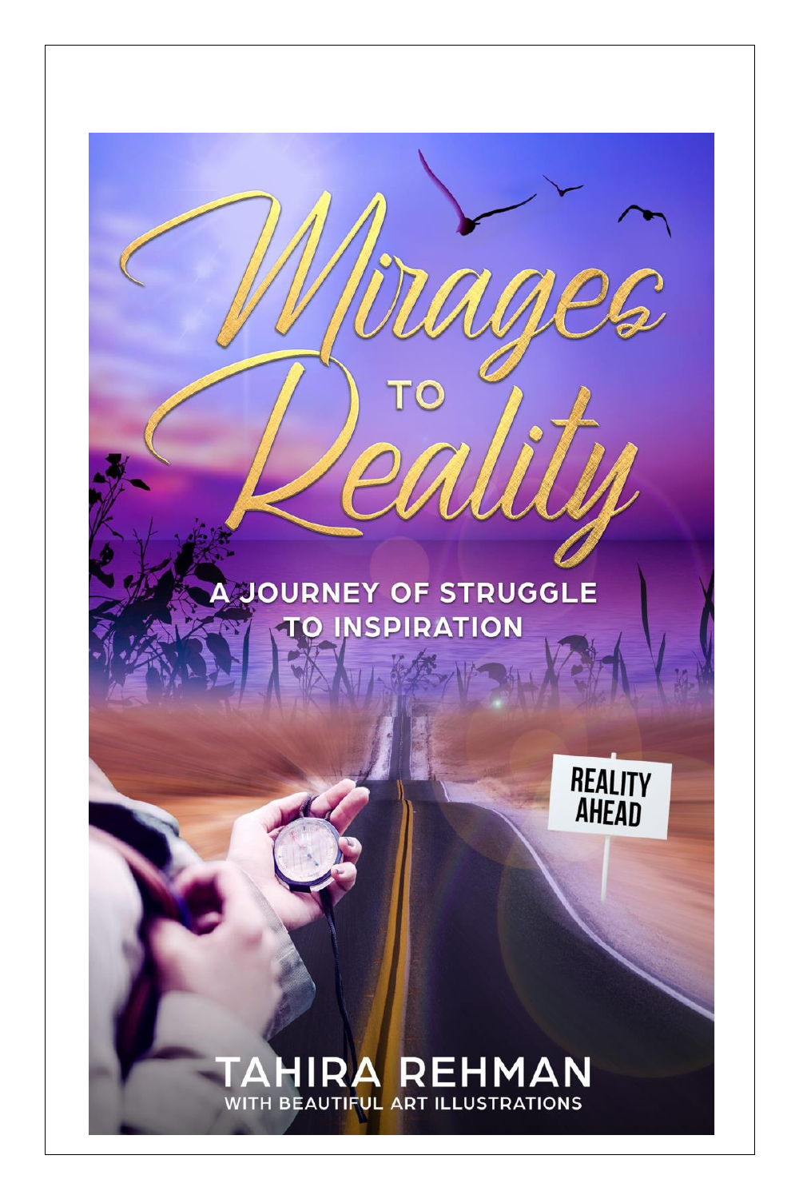# Mirages to Reality

## A Journey of Struggle to Inspiration

REALITY AHEAD

**TAHIRA REHMAN**

WITH BEAUTIFUL ART ILLUSTRATIONS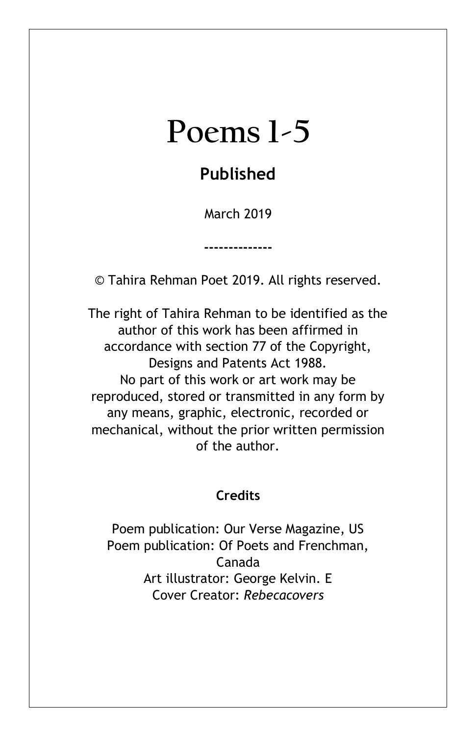# Poems 1-5

## Published

March 2019

--------------

© Tahira Rehman Poet 2019. All rights reserved.

The right of Tahira Rehman to be identified as the author of this work has been affirmed in accordance with section 77 of the Copyright, Designs and Patents Act 1988.
No part of this work or art work may be reproduced, stored or transmitted in any form by any means, graphic, electronic, recorded or mechanical, without the prior written permission of the author.

**Credits**

Poem publication: Our Verse Magazine, US
Poem publication: Of Poets and Frenchman, Canada
Art illustrator: George Kelvin. E
Cover Creator: *Rebecacovers*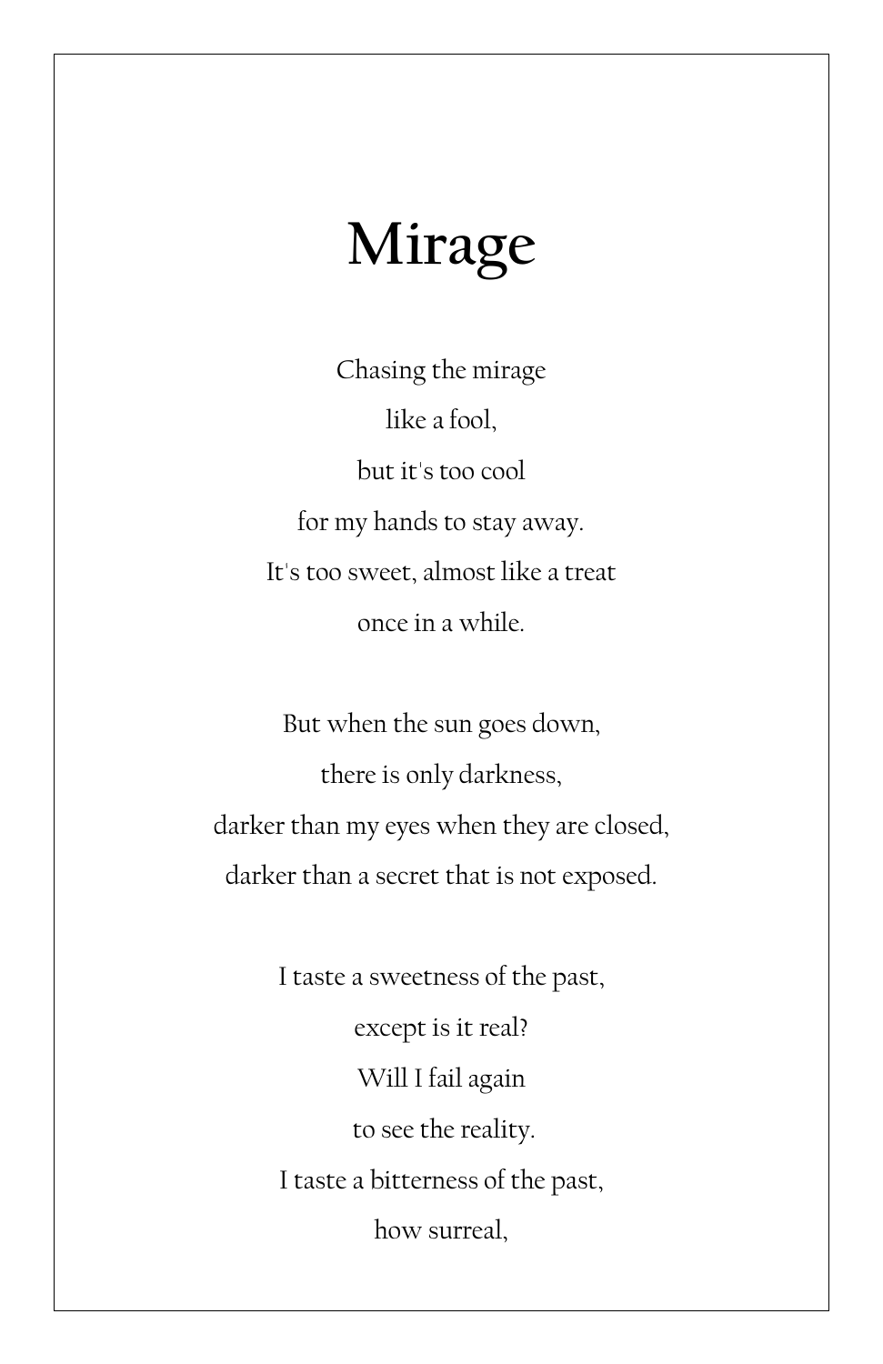# Mirage

Chasing the mirage
like a fool,
but it's too cool
for my hands to stay away.
It's too sweet, almost like a treat
once in a while.

But when the sun goes down,
there is only darkness,
darker than my eyes when they are closed,
darker than a secret that is not exposed.

I taste a sweetness of the past,
except is it real?
Will I fail again
to see the reality.
I taste a bitterness of the past,
how surreal,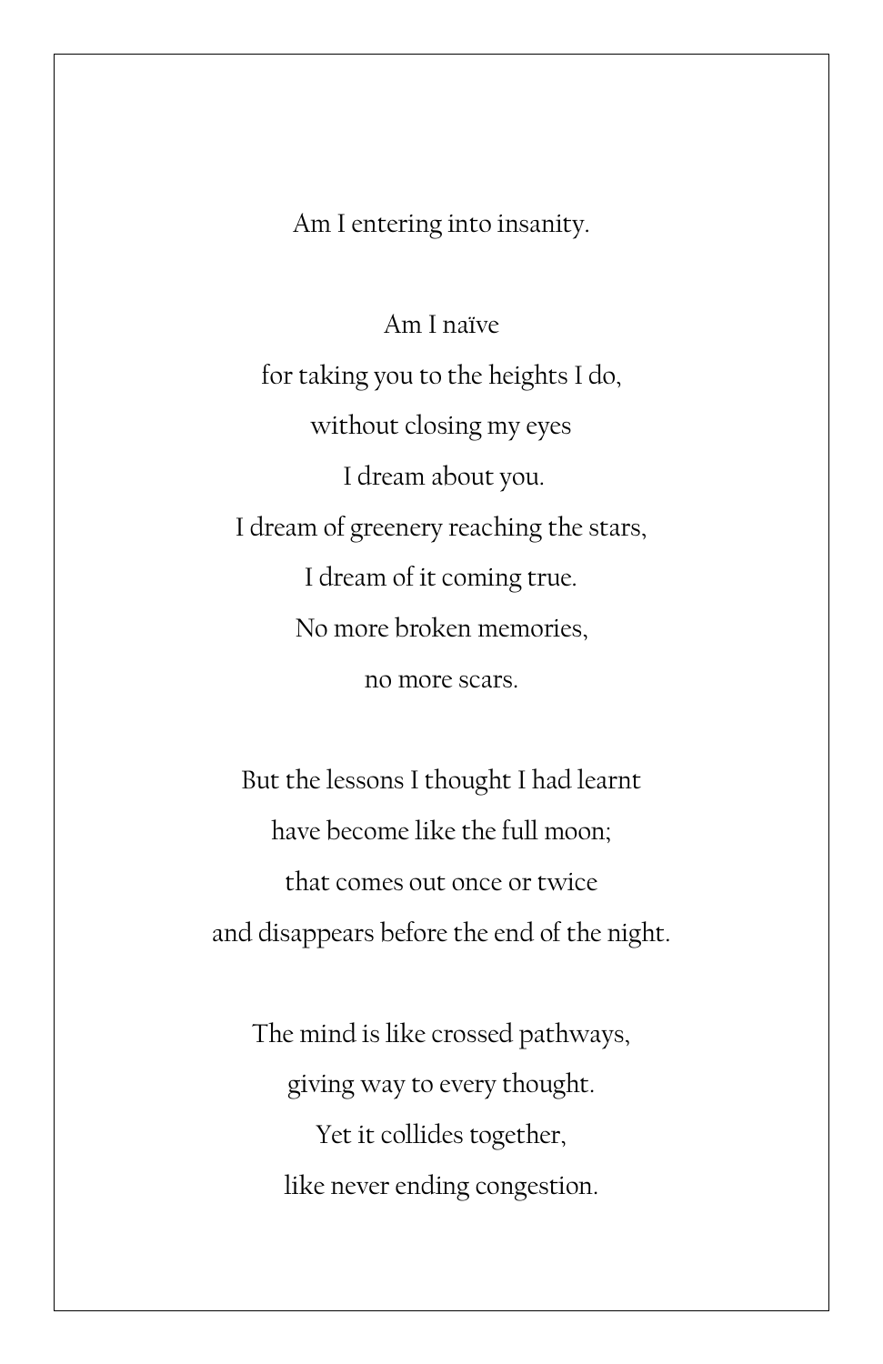Am I entering into insanity.

Am I naïve
for taking you to the heights I do,
without closing my eyes
I dream about you.
I dream of greenery reaching the stars,
I dream of it coming true.
No more broken memories,
no more scars.

But the lessons I thought I had learnt
have become like the full moon;
that comes out once or twice
and disappears before the end of the night.

The mind is like crossed pathways,
giving way to every thought.
Yet it collides together,
like never ending congestion.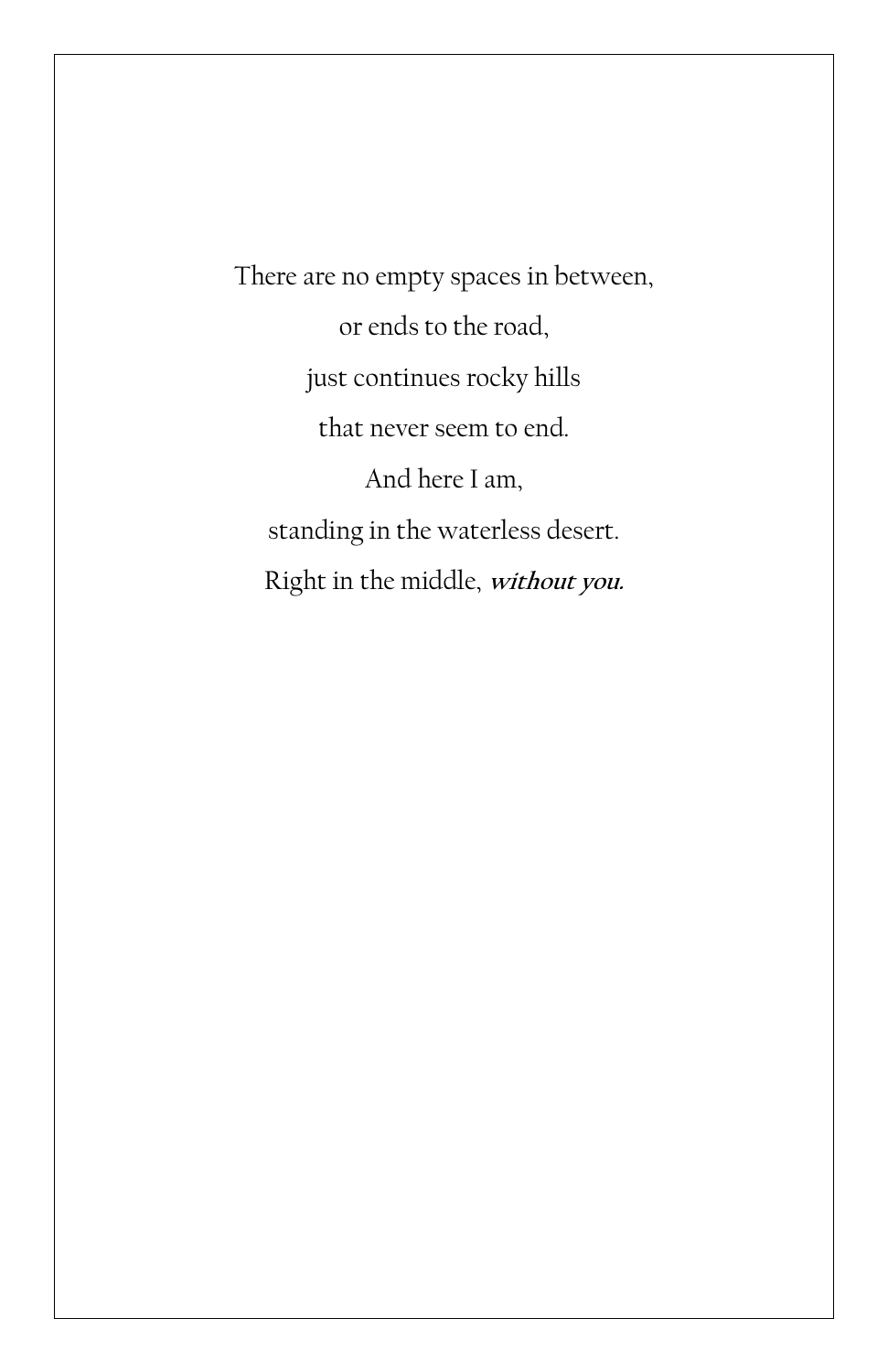There are no empty spaces in between,

or ends to the road,

just continues rocky hills

that never seem to end.

And here I am,

standing in the waterless desert.

Right in the middle, ***without you.***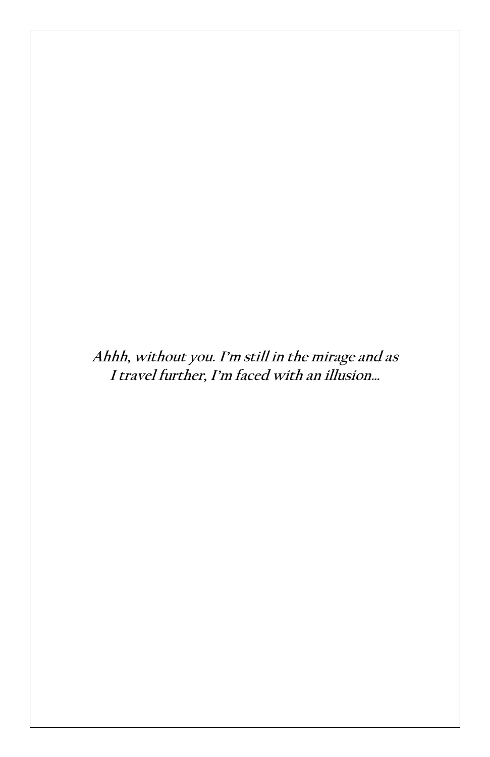***Ahhh, without you. I'm still in the mirage and as I travel further, I'm faced with an illusion...***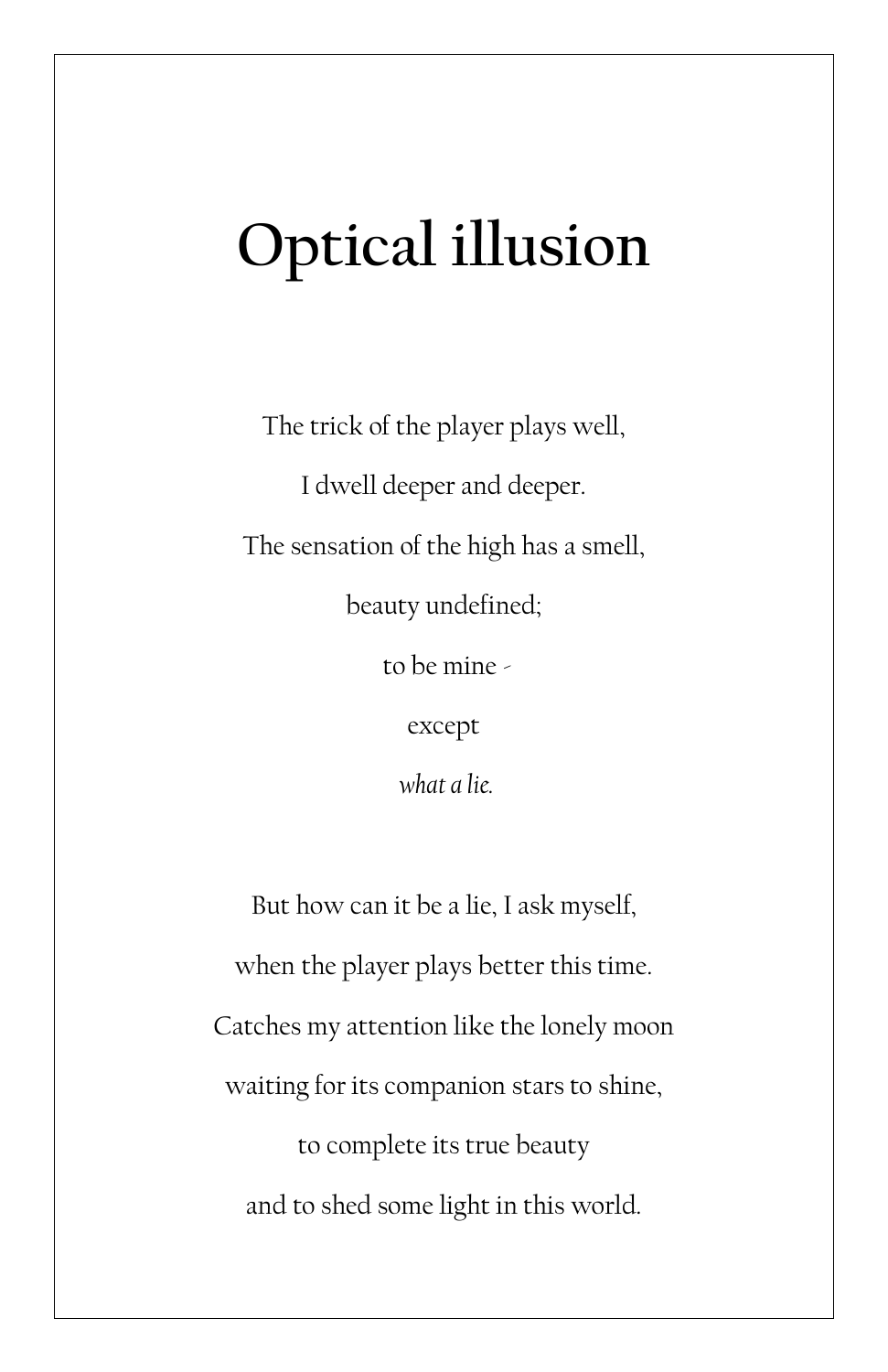# Optical illusion

The trick of the player plays well,

I dwell deeper and deeper.

The sensation of the high has a smell,

beauty undefined;

to be mine -

except

*what a lie.*

But how can it be a lie, I ask myself,

when the player plays better this time.

Catches my attention like the lonely moon

waiting for its companion stars to shine,

to complete its true beauty

and to shed some light in this world.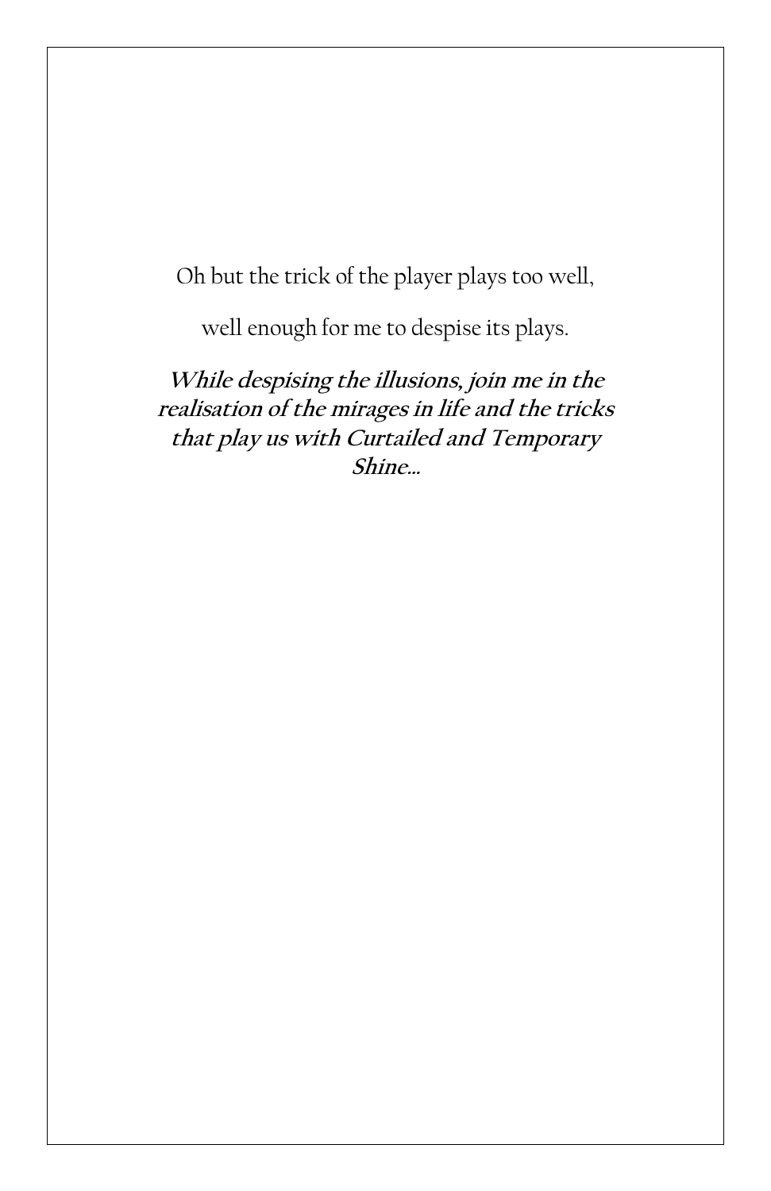Oh but the trick of the player plays too well,

well enough for me to despise its plays.

***While despising the illusions, join me in the realisation of the mirages in life and the tricks that play us with Curtailed and Temporary Shine…***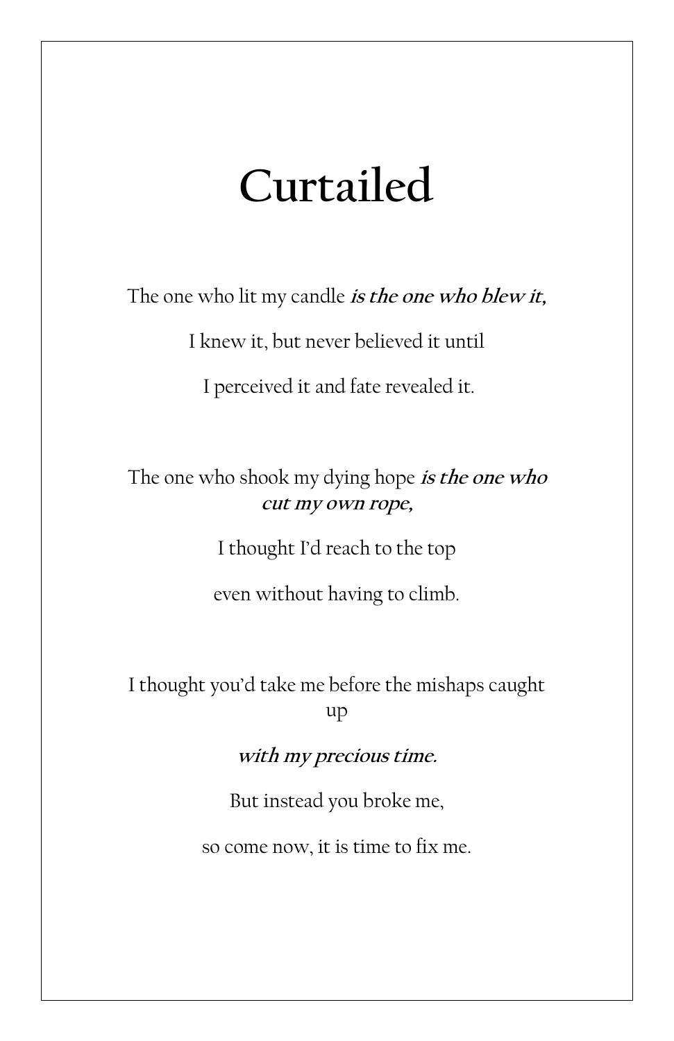# Curtailed

The one who lit my candle ***is the one who blew it,***

I knew it, but never believed it until

I perceived it and fate revealed it.

The one who shook my dying hope ***is the one who cut my own rope,***

I thought I'd reach to the top

even without having to climb.

I thought you'd take me before the mishaps caught up

***with my precious time.***

But instead you broke me,

so come now, it is time to fix me.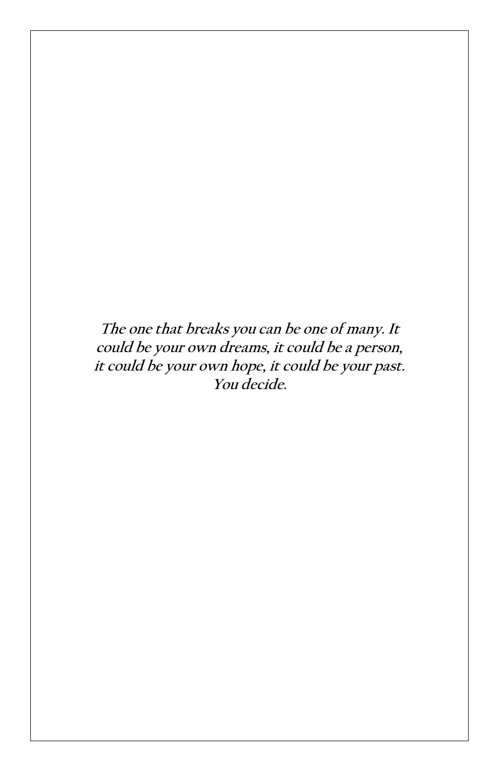***The one that breaks you can be one of many. It could be your own dreams, it could be a person, it could be your own hope, it could be your past. You decide.***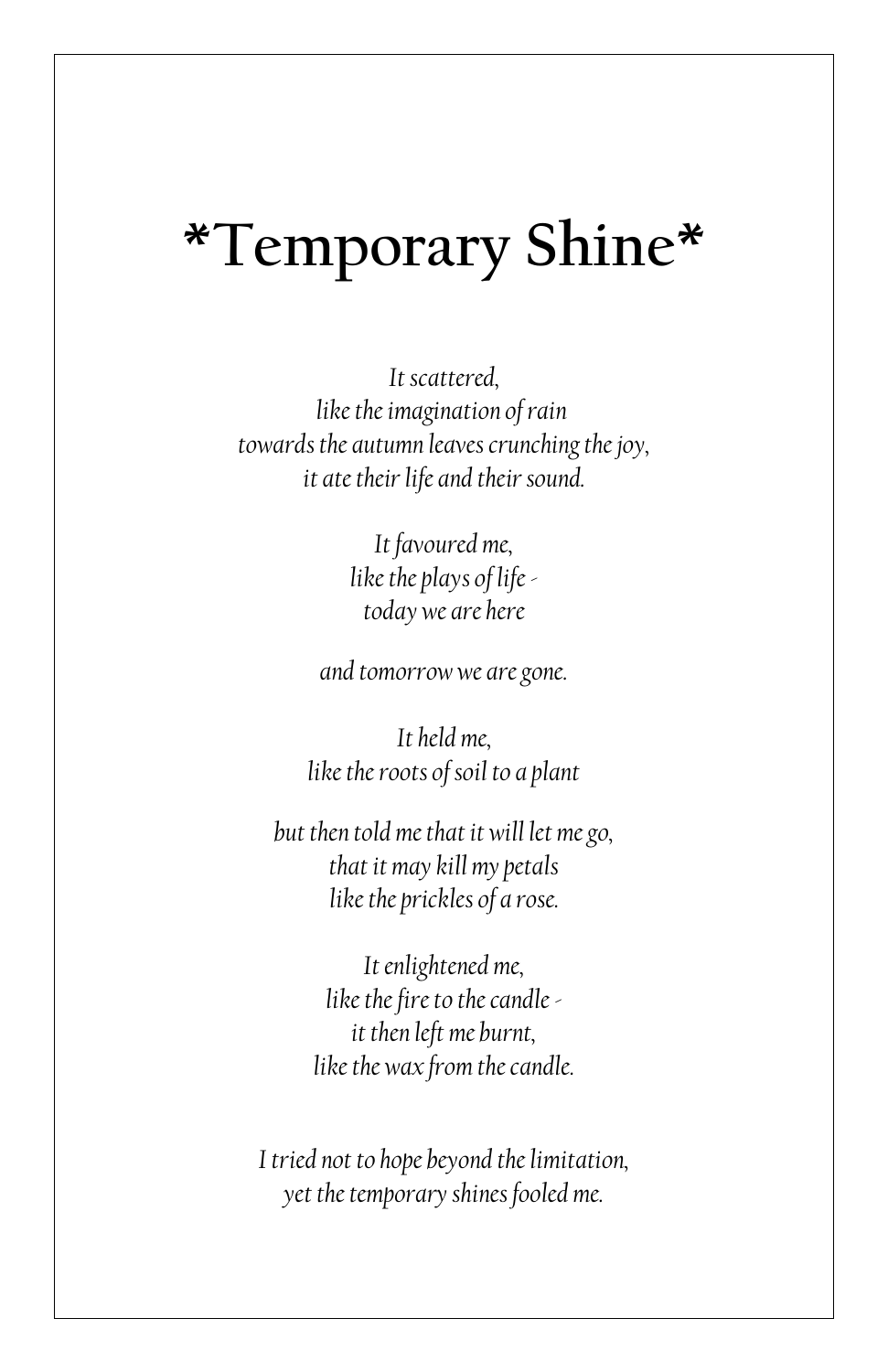# *Temporary Shine*

*It scattered,*
*like the imagination of rain*
*towards the autumn leaves crunching the joy,*
*it ate their life and their sound.*

*It favoured me,*
*like the plays of life -*
*today we are here*

*and tomorrow we are gone.*

*It held me,*
*like the roots of soil to a plant*

*but then told me that it will let me go,*
*that it may kill my petals*
*like the prickles of a rose.*

*It enlightened me,*
*like the fire to the candle -*
*it then left me burnt,*
*like the wax from the candle.*

*I tried not to hope beyond the limitation,*
*yet the temporary shines fooled me.*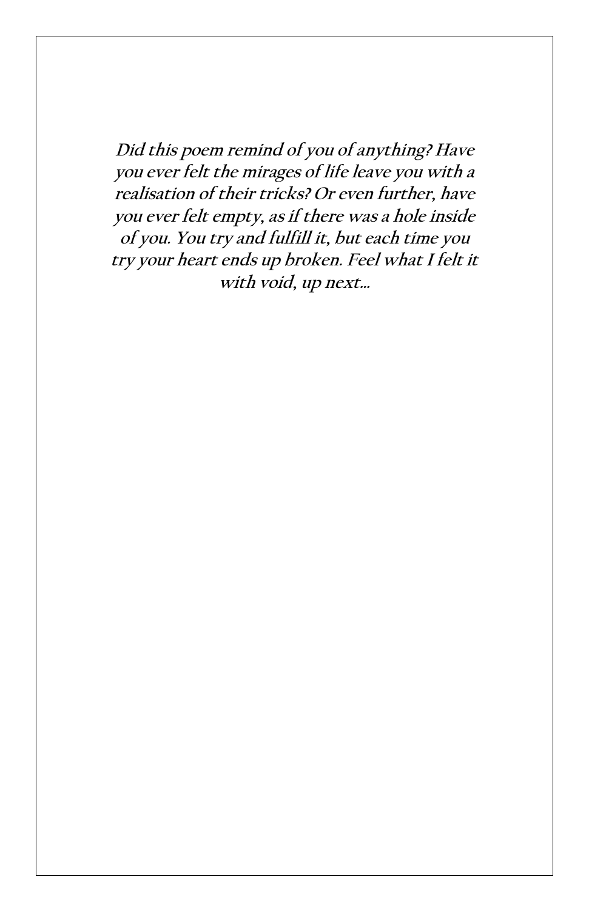***Did this poem remind of you of anything? Have you ever felt the mirages of life leave you with a realisation of their tricks? Or even further, have you ever felt empty, as if there was a hole inside of you. You try and fulfill it, but each time you try your heart ends up broken. Feel what I felt it with void, up next…***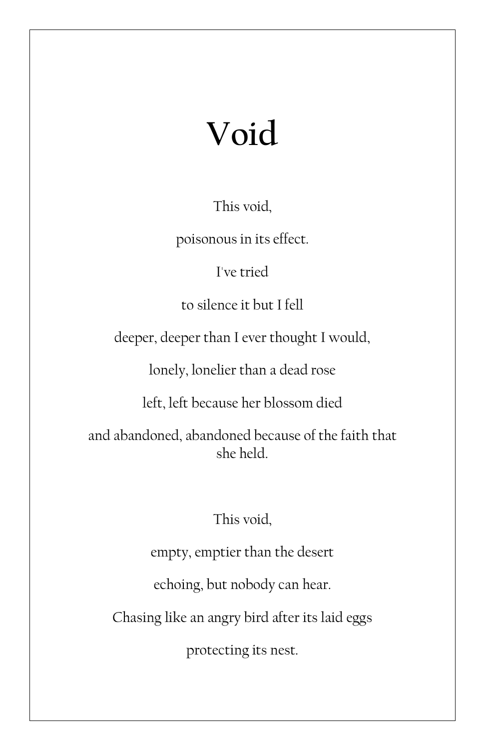# Void

This void,

poisonous in its effect.

I've tried

to silence it but I fell

deeper, deeper than I ever thought I would,

lonely, lonelier than a dead rose

left, left because her blossom died

and abandoned, abandoned because of the faith that she held.

This void,

empty, emptier than the desert

echoing, but nobody can hear.

Chasing like an angry bird after its laid eggs

protecting its nest.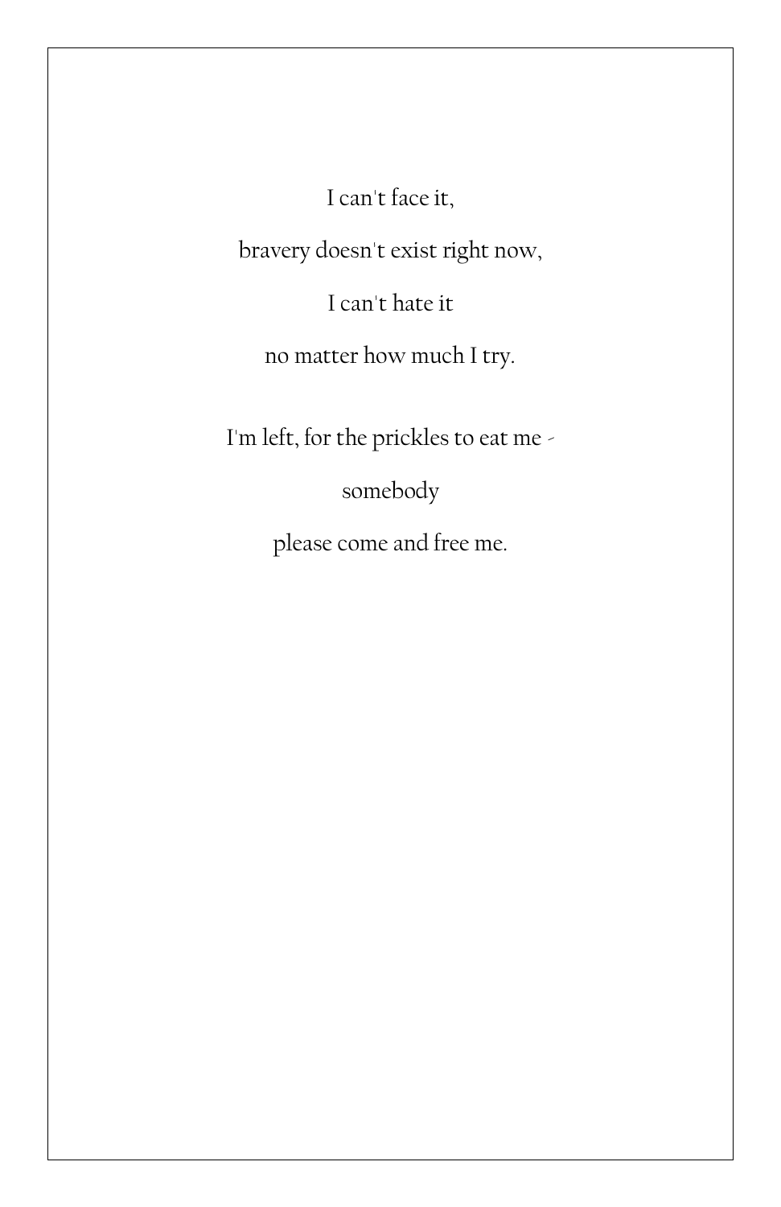I can't face it,

bravery doesn't exist right now,

I can't hate it

no matter how much I try.

I'm left, for the prickles to eat me -

somebody

please come and free me.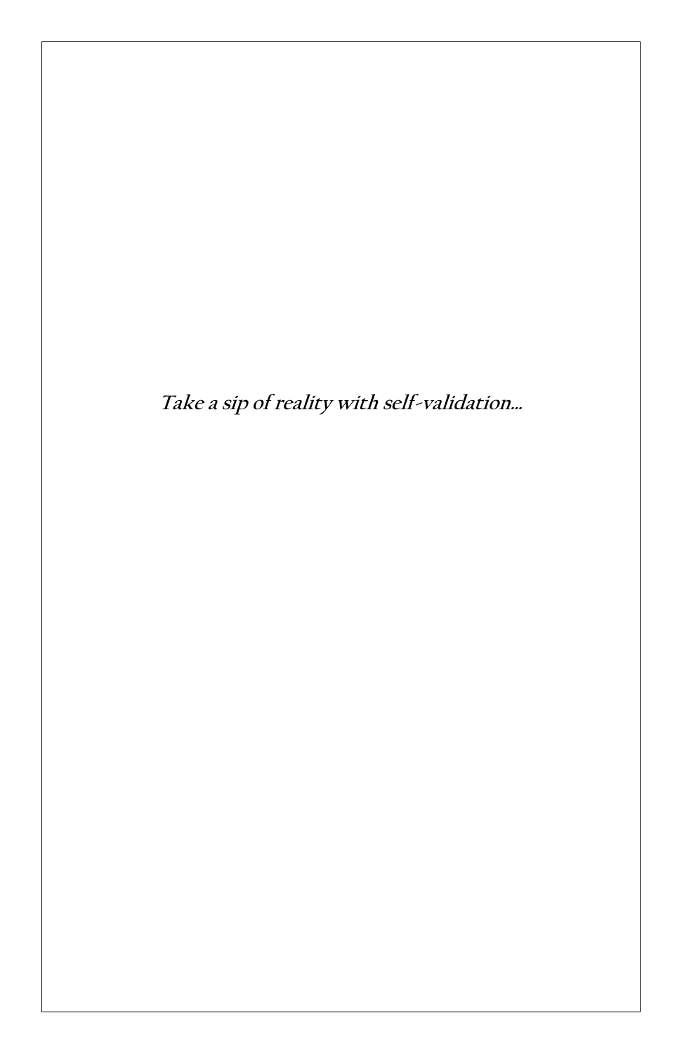***Take a sip of reality with self-validation...***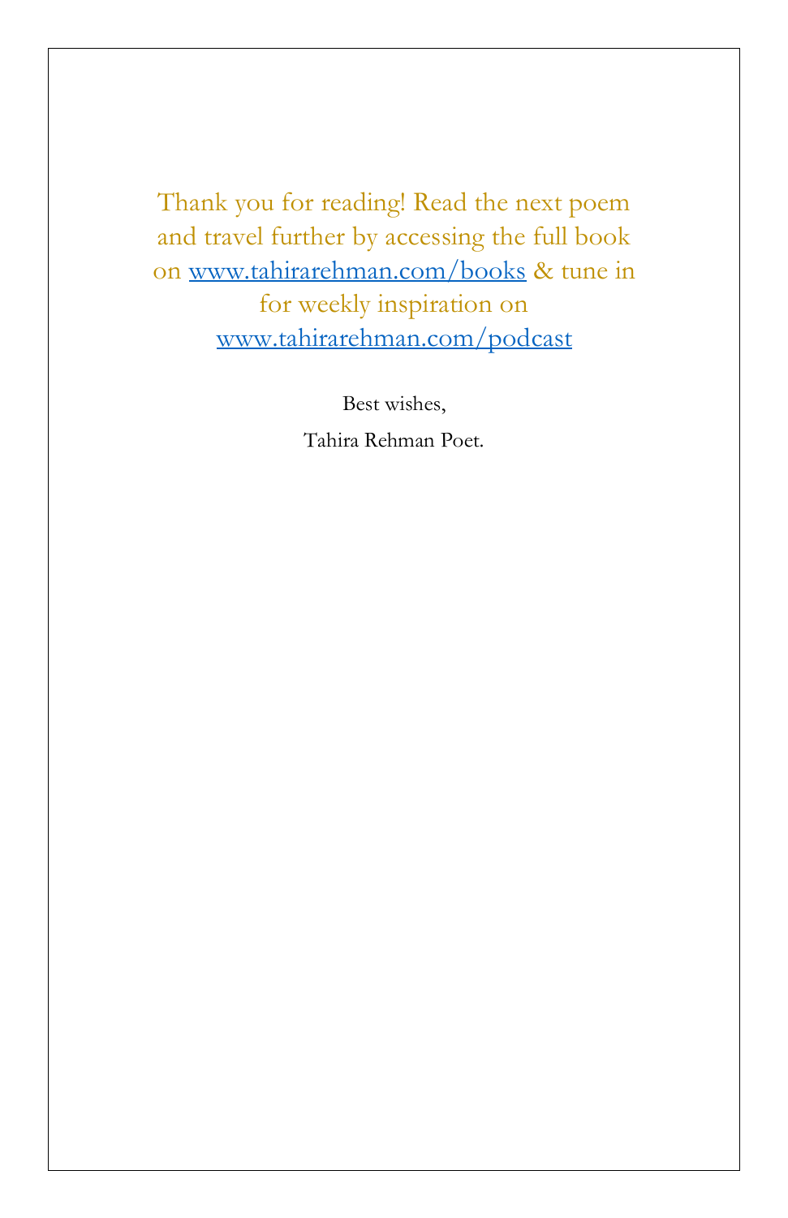Thank you for reading! Read the next poem and travel further by accessing the full book on www.tahirarehman.com/books & tune in for weekly inspiration on www.tahirarehman.com/podcast

Best wishes,

Tahira Rehman Poet.